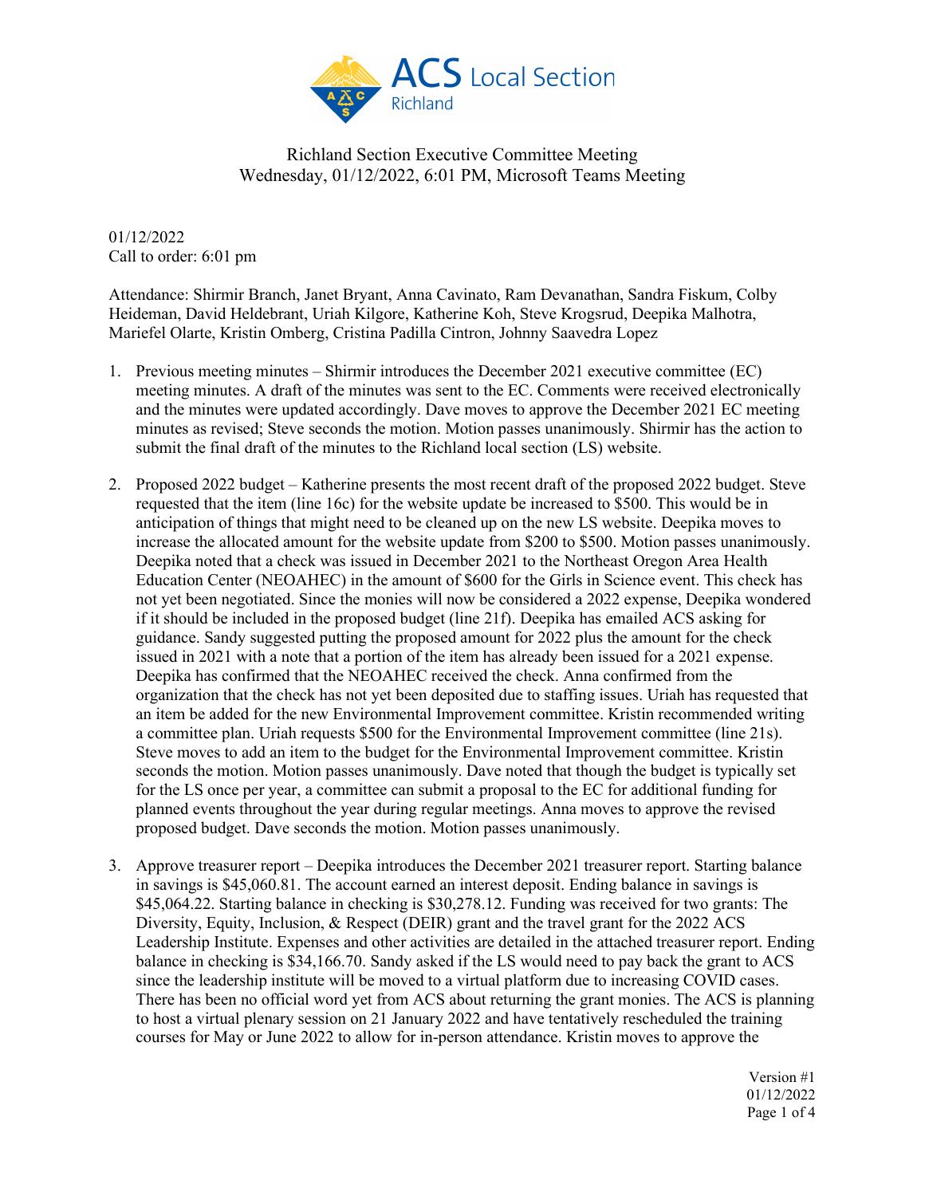Richland Section Executive Committee Meeting
Wednesday, 01/12/2022, 6:01 PM, Microsoft Teams Meeting

01/12/2022
Call to order: 6:01 pm

Attendance: Shirmir Branch, Janet Bryant, Anna Cavinato, Ram Devanathan, Sandra Fiskum, Colby Heideman, David Heldebrant, Uriah Kilgore, Katherine Koh, Steve Krogsrud, Deepika Malhotra, Mariefel Olarte, Kristin Omberg, Cristina Padilla Cintron, Johnny Saavedra Lopez

1. Previous meeting minutes – Shirmir introduces the December 2021 executive committee (EC) meeting minutes. A draft of the minutes was sent to the EC. Comments were received electronically and the minutes were updated accordingly. Dave moves to approve the December 2021 EC meeting minutes as revised; Steve seconds the motion. Motion passes unanimously. Shirmir has the action to submit the final draft of the minutes to the Richland local section (LS) website.

2. Proposed 2022 budget – Katherine presents the most recent draft of the proposed 2022 budget. Steve requested that the item (line 16c) for the website update be increased to $500. This would be in anticipation of things that might need to be cleaned up on the new LS website. Deepika moves to increase the allocated amount for the website update from $200 to $500. Motion passes unanimously. Deepika noted that a check was issued in December 2021 to the Northeast Oregon Area Health Education Center (NEOAHEC) in the amount of $600 for the Girls in Science event. This check has not yet been negotiated. Since the monies will now be considered a 2022 expense, Deepika wondered if it should be included in the proposed budget (line 21f). Deepika has emailed ACS asking for guidance. Sandy suggested putting the proposed amount for 2022 plus the amount for the check issued in 2021 with a note that a portion of the item has already been issued for a 2021 expense. Deepika has confirmed that the NEOAHEC received the check. Anna confirmed from the organization that the check has not yet been deposited due to staffing issues. Uriah has requested that an item be added for the new Environmental Improvement committee. Kristin recommended writing a committee plan. Uriah requests $500 for the Environmental Improvement committee (line 21s). Steve moves to add an item to the budget for the Environmental Improvement committee. Kristin seconds the motion. Motion passes unanimously. Dave noted that though the budget is typically set for the LS once per year, a committee can submit a proposal to the EC for additional funding for planned events throughout the year during regular meetings. Anna moves to approve the revised proposed budget. Dave seconds the motion. Motion passes unanimously.

3. Approve treasurer report – Deepika introduces the December 2021 treasurer report. Starting balance in savings is $45,060.81. The account earned an interest deposit. Ending balance in savings is $45,064.22. Starting balance in checking is $30,278.12. Funding was received for two grants: The Diversity, Equity, Inclusion, & Respect (DEIR) grant and the travel grant for the 2022 ACS Leadership Institute. Expenses and other activities are detailed in the attached treasurer report. Ending balance in checking is $34,166.70. Sandy asked if the LS would need to pay back the grant to ACS since the leadership institute will be moved to a virtual platform due to increasing COVID cases. There has been no official word yet from ACS about returning the grant monies. The ACS is planning to host a virtual plenary session on 21 January 2022 and have tentatively rescheduled the training courses for May or June 2022 to allow for in-person attendance. Kristin moves to approve the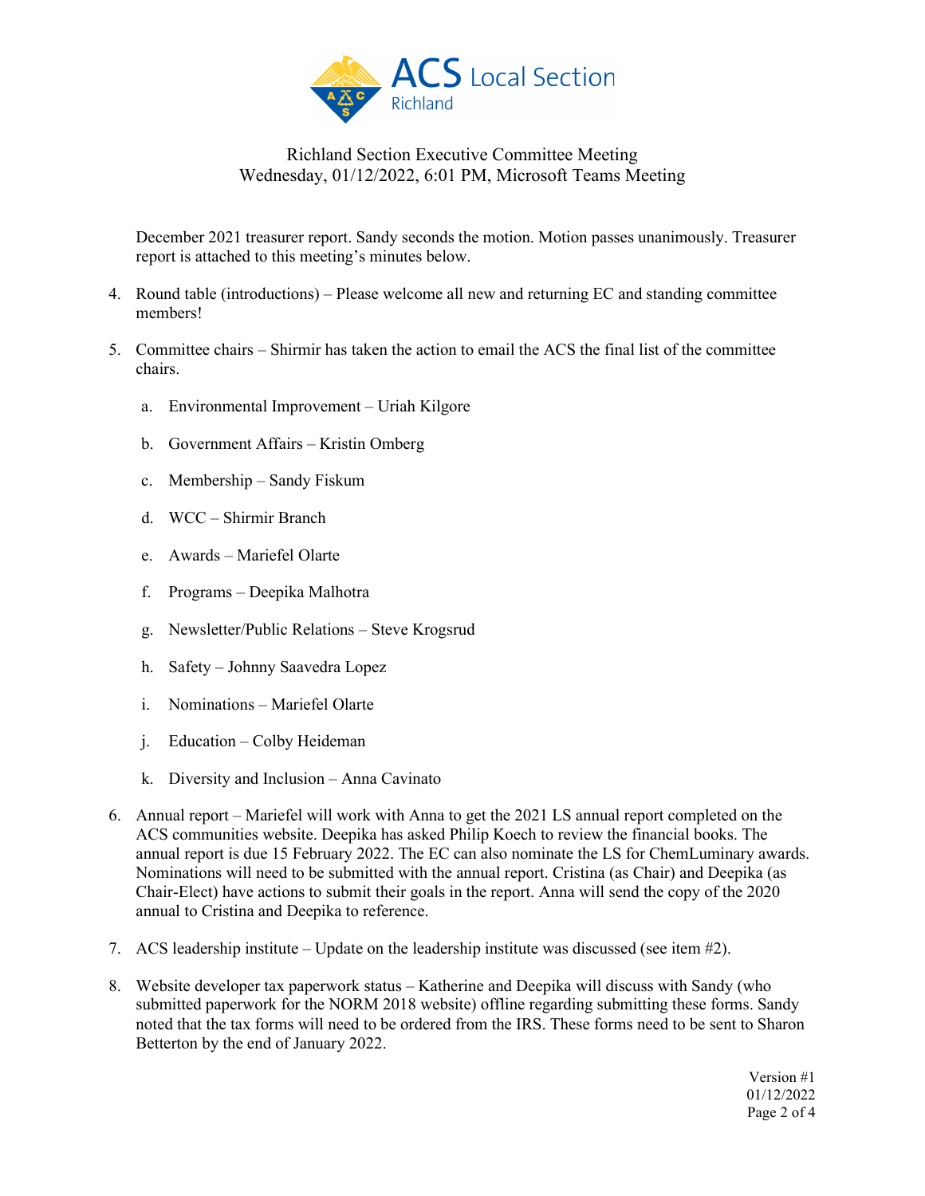December 2021 treasurer report. Sandy seconds the motion. Motion passes unanimously. Treasurer report is attached to this meeting's minutes below.

4. Round table (introductions) – Please welcome all new and returning EC and standing committee members!

5. Committee chairs – Shirmir has taken the action to email the ACS the final list of the committee chairs.

   a. Environmental Improvement – Uriah Kilgore

   b. Government Affairs – Kristin Omberg

   c. Membership – Sandy Fiskum

   d. WCC – Shirmir Branch

   e. Awards – Mariefel Olarte

   f. Programs – Deepika Malhotra

   g. Newsletter/Public Relations – Steve Krogsrud

   h. Safety – Johnny Saavedra Lopez

   i. Nominations – Mariefel Olarte

   j. Education – Colby Heideman

   k. Diversity and Inclusion – Anna Cavinato

6. Annual report – Mariefel will work with Anna to get the 2021 LS annual report completed on the ACS communities website. Deepika has asked Philip Koech to review the financial books. The annual report is due 15 February 2022. The EC can also nominate the LS for ChemLuminary awards. Nominations will need to be submitted with the annual report. Cristina (as Chair) and Deepika (as Chair-Elect) have actions to submit their goals in the report. Anna will send the copy of the 2020 annual to Cristina and Deepika to reference.

7. ACS leadership institute – Update on the leadership institute was discussed (see item #2).

8. Website developer tax paperwork status – Katherine and Deepika will discuss with Sandy (who submitted paperwork for the NORM 2018 website) offline regarding submitting these forms. Sandy noted that the tax forms will need to be ordered from the IRS. These forms need to be sent to Sharon Betterton by the end of January 2022.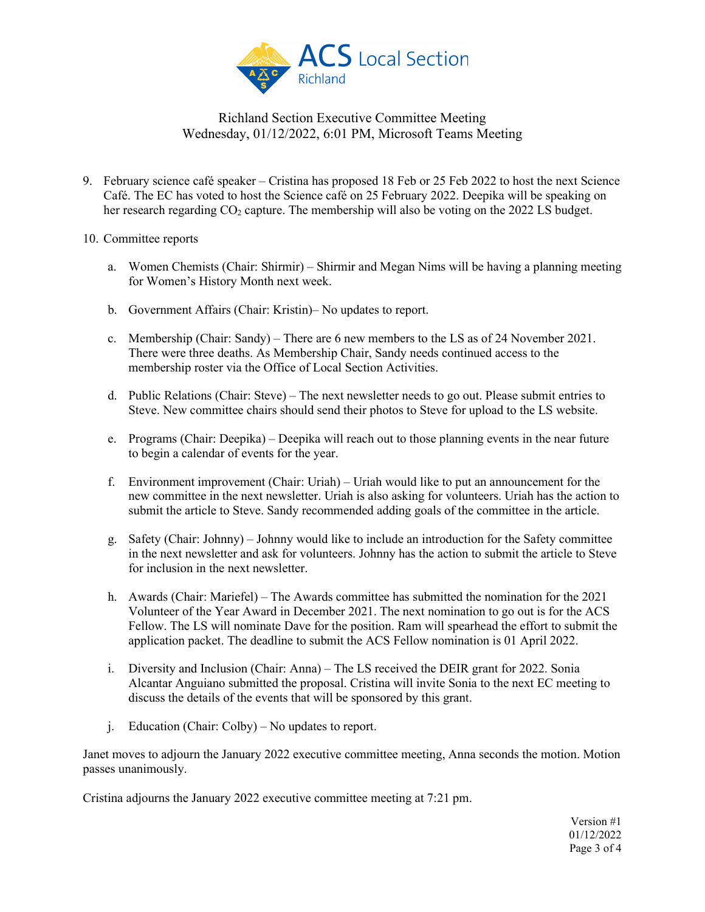Richland Section Executive Committee Meeting
Wednesday, 01/12/2022, 6:01 PM, Microsoft Teams Meeting

9. February science café speaker – Cristina has proposed 18 Feb or 25 Feb 2022 to host the next Science Café. The EC has voted to host the Science café on 25 February 2022. Deepika will be speaking on her research regarding $CO_2$ capture. The membership will also be voting on the 2022 LS budget.

10. Committee reports

    a. Women Chemists (Chair: Shirmir) – Shirmir and Megan Nims will be having a planning meeting for Women's History Month next week.

    b. Government Affairs (Chair: Kristin)– No updates to report.

    c. Membership (Chair: Sandy) – There are 6 new members to the LS as of 24 November 2021. There were three deaths. As Membership Chair, Sandy needs continued access to the membership roster via the Office of Local Section Activities.

    d. Public Relations (Chair: Steve) – The next newsletter needs to go out. Please submit entries to Steve. New committee chairs should send their photos to Steve for upload to the LS website.

    e. Programs (Chair: Deepika) – Deepika will reach out to those planning events in the near future to begin a calendar of events for the year.

    f. Environment improvement (Chair: Uriah) – Uriah would like to put an announcement for the new committee in the next newsletter. Uriah is also asking for volunteers. Uriah has the action to submit the article to Steve. Sandy recommended adding goals of the committee in the article.

    g. Safety (Chair: Johnny) – Johnny would like to include an introduction for the Safety committee in the next newsletter and ask for volunteers. Johnny has the action to submit the article to Steve for inclusion in the next newsletter.

    h. Awards (Chair: Mariefel) – The Awards committee has submitted the nomination for the 2021 Volunteer of the Year Award in December 2021. The next nomination to go out is for the ACS Fellow. The LS will nominate Dave for the position. Ram will spearhead the effort to submit the application packet. The deadline to submit the ACS Fellow nomination is 01 April 2022.

    i. Diversity and Inclusion (Chair: Anna) – The LS received the DEIR grant for 2022. Sonia Alcantar Anguiano submitted the proposal. Cristina will invite Sonia to the next EC meeting to discuss the details of the events that will be sponsored by this grant.

    j. Education (Chair: Colby) – No updates to report.

Janet moves to adjourn the January 2022 executive committee meeting, Anna seconds the motion. Motion passes unanimously.

Cristina adjourns the January 2022 executive committee meeting at 7:21 pm.

Version #1
01/12/2022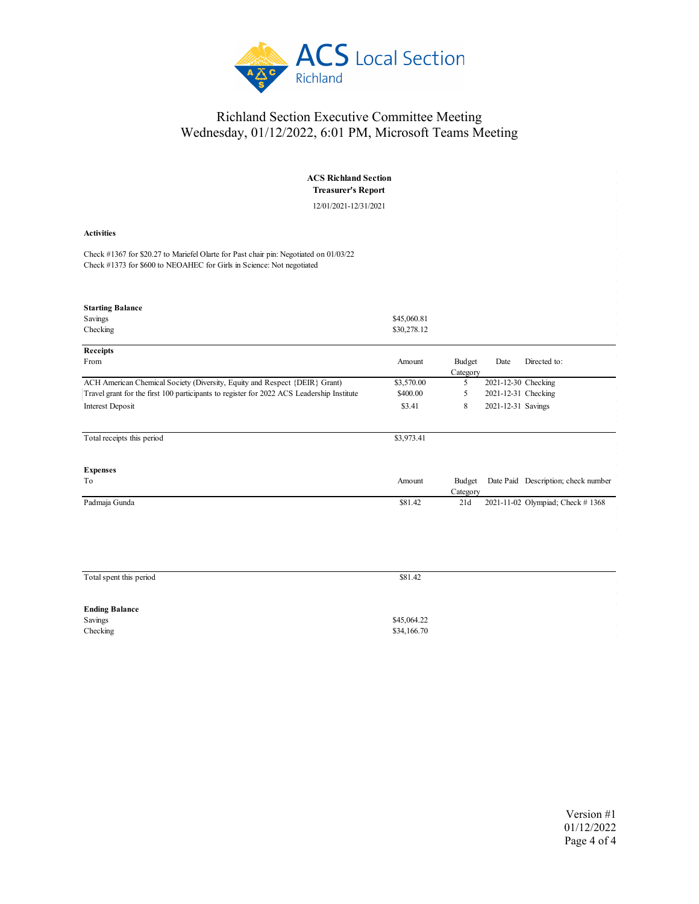ACS Local Section Richland

# Richland Section Executive Committee Meeting
## Wednesday, 01/12/2022, 6:01 PM, Microsoft Teams Meeting

**ACS Richland Section**
**Treasurer's Report**

12/01/2021-12/31/2021

**Activities**

Check #1367 for $20.27 to Mariefel Olarte for Past chair pin: Negotiated on 01/03/22
Check #1373 for $600 to NEOAHEC for Girls in Science: Not negotiated

**Starting Balance**

| | |
|---|---|
| Savings | $45,060.81 |
| Checking | $30,278.12 |

**Receipts**

| From | Amount | Budget Category | Date | Directed to: |
|---|---|---|---|---|
| ACH American Chemical Society (Diversity, Equity and Respect {DEIR} Grant) | $3,570.00 | 5 | 2021-12-30 | Checking |
| Travel grant for the first 100 participants to register for 2022 ACS Leadership Institute | $400.00 | 5 | 2021-12-31 | Checking |
| Interest Deposit | $3.41 | 8 | 2021-12-31 | Savings |
| Total receipts this period | $3,973.41 | | | |

**Expenses**

| To | Amount | Budget Category | Date Paid | Description; check number |
|---|---|---|---|---|
| Padmaja Gunda | $81.42 | 21d | 2021-11-02 | Olympiad; Check # 1368 |
| Total spent this period | $81.42 | | | |

**Ending Balance**

| | |
|---|---|
| Savings | $45,064.22 |
| Checking | $34,166.70 |

Version #1
01/12/2022